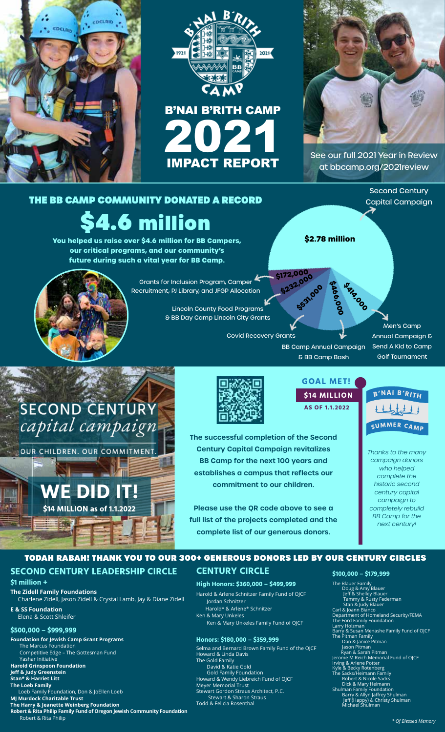# B'NAI B'RITH CAMP 2021 IMPACT REPORT

See our full 2021 Year in Review at bbcamp.org/2021review

## THE BB CAMP COMMUNITY DONATED A RECORD

# $4.6 million

**You helped us raise over $4.6 million for BB Campers, our critical programs, and our community's future during such a vital year for BB Camp.**

- Second Century Capital Campaign: $2.78 million
- Grants for Inclusion Program, Camper Recruitment, PJ Library, and JFGP Allocation: $172,000
- Lincoln County Food Programs & BB Day Camp Lincoln City Grants: $232,000
- Covid Recovery Grants: $531,000
- BB Camp Annual Campaign & BB Camp Bash: $469,000
- Men's Camp Annual Campaign & Send A Kid to Camp Golf Tournament: $414,000

## SECOND CENTURY *capital campaign*

OUR CHILDREN. OUR COMMITMENT.

**WE DID IT!**

**$14 MILLION as of 1.1.2022**

**GOAL MET!**

**$14 MILLION**

**AS OF 1.1.2022**

**The successful completion of the Second Century Capital Campaign revitalizes BB Camp for the next 100 years and establishes a campus that reflects our commitment to our children.**

**Please use the QR code above to see a full list of the projects completed and the complete list of our generous donors.**

B'NAI B'RITH SUMMER CAMP

*Thanks to the many campaign donors who helped complete the historic second century capital campaign to completely rebuild BB Camp for the next century!*

## TODAH RABAH! THANK YOU TO OUR 300+ GENEROUS DONORS LED BY OUR CENTURY CIRCLES

### SECOND CENTURY LEADERSHIP CIRCLE

#### $1 million +

**The Zidell Family Foundations**
Charlene Zidell, Jason Zidell & Crystal Lamb, Jay & Diane Zidell

**E & SS Foundation**
Elena & Scott Shleifer

#### $500,000 – $999,999

**Foundation for Jewish Camp Grant Programs**
The Marcus Foundation
Competitive Edge – The Gottesman Fund
Yashar Initiative
**Harold Grinspoon Foundation**
**Jeff & Judy Greenstein**
**Stan* & Harriet Litt**
**The Loeb Family**
Loeb Family Foundation, Don & JoEllen Loeb
**MJ Murdock Charitable Trust**
**The Harry & Jeanette Weinberg Foundation**
**Robert & Rita Philip Family Fund of Oregon Jewish Community Foundation**
Robert & Rita Philip

### CENTURY CIRCLE

#### High Honors: $360,000 – $499,999

Harold & Arlene Schnitzer Family Fund of OJCF
Jordan Schnitzer
Harold* & Arlene* Schnitzer
Ken & Mary Unkeles
Ken & Mary Unkeles Family Fund of OJCF

#### Honors: $180,000 – $359,999

Selma and Bernard Brown Family Fund of the OJCF
Howard & Linda Davis
The Gold Family
David & Katie Gold
Gold Family Foundation
Howard & Wendy Liebreich Fund of OJCF
Meyer Memorial Trust
Stewart Gordon Straus Architect, P.C.
Stewart & Sharon Straus
Todd & Felicia Rosenthal

#### $100,000 – $179,999

The Blauer Family
Doug & Amy Blauer
Jeff & Shelley Blauer
Tammy & Rusty Federman
Stan & Judy Blauer
Carl & Joann Bianco
Department of Homeland Security/FEMA
The Ford Family Foundation
Larry Holzman
Barry & Susan Menashe Family Fund of OJCF
The Pitman Family
Dan & Janice Pitman
Jason Pitman
Ryan & Sarah Pitman
Jerome M Reich Memorial Fund of OJCF
Irving & Arlene Potter
Kyle & Becky Rotenberg
The Sacks/Heimann Family
Robert & Nicole Sacks
Dick & Mary Heimann
Shulman Family Foundation
Barry & Allyn Jaffrey Shulman
Jeff (Happy) & Christy Shulman
Michael Shulman

*\* Of Blessed Memory*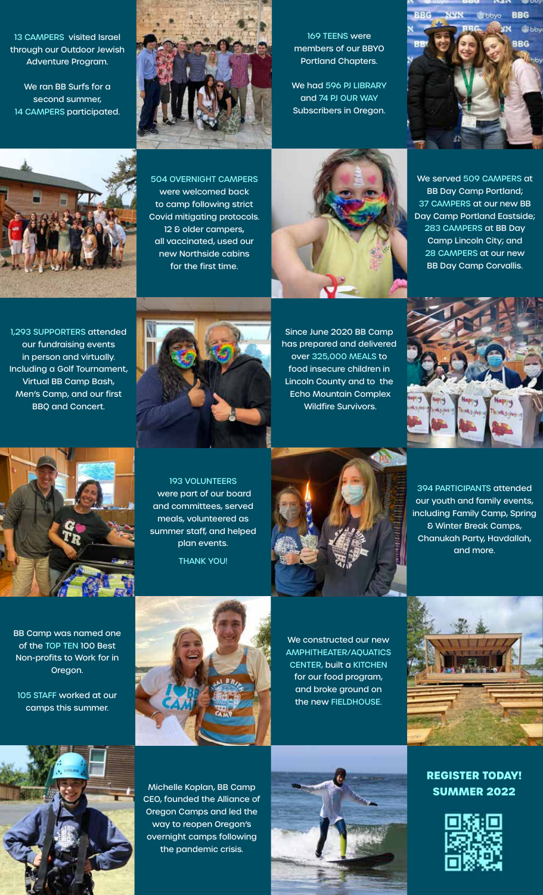13 CAMPERS visited Israel through our Outdoor Jewish Adventure Program.

We ran BB Surfs for a second summer, 14 CAMPERS participated.

169 TEENS were members of our BBYO Portland Chapters.

We had 596 PJ LIBRARY and 74 PJ OUR WAY Subscribers in Oregon.

504 OVERNIGHT CAMPERS were welcomed back to camp following strict Covid mitigating protocols. 12 & older campers, all vaccinated, used our new Northside cabins for the first time.

We served 509 CAMPERS at BB Day Camp Portland; 37 CAMPERS at our new BB Day Camp Portland Eastside; 283 CAMPERS at BB Day Camp Lincoln City; and 28 CAMPERS at our new BB Day Camp Corvallis.

1,293 SUPPORTERS attended our fundraising events in person and virtually. Including a Golf Tournament, Virtual BB Camp Bash, Men's Camp, and our first BBQ and Concert.

Since June 2020 BB Camp has prepared and delivered over 325,000 MEALS to food insecure children in Lincoln County and to the Echo Mountain Complex Wildfire Survivors.

193 VOLUNTEERS were part of our board and committees, served meals, volunteered as summer staff, and helped plan events.

THANK YOU!

394 PARTICIPANTS attended our youth and family events, including Family Camp, Spring & Winter Break Camps, Chanukah Party, Havdallah, and more.

BB Camp was named one of the TOP TEN 100 Best Non-profits to Work for in Oregon.

105 STAFF worked at our camps this summer.

We constructed our new AMPHITHEATER/AQUATICS CENTER, built a KITCHEN for our food program, and broke ground on the new FIELDHOUSE.

Michelle Koplan, BB Camp CEO, founded the Alliance of Oregon Camps and led the way to reopen Oregon's overnight camps following the pandemic crisis.

## REGISTER TODAY! SUMMER 2022